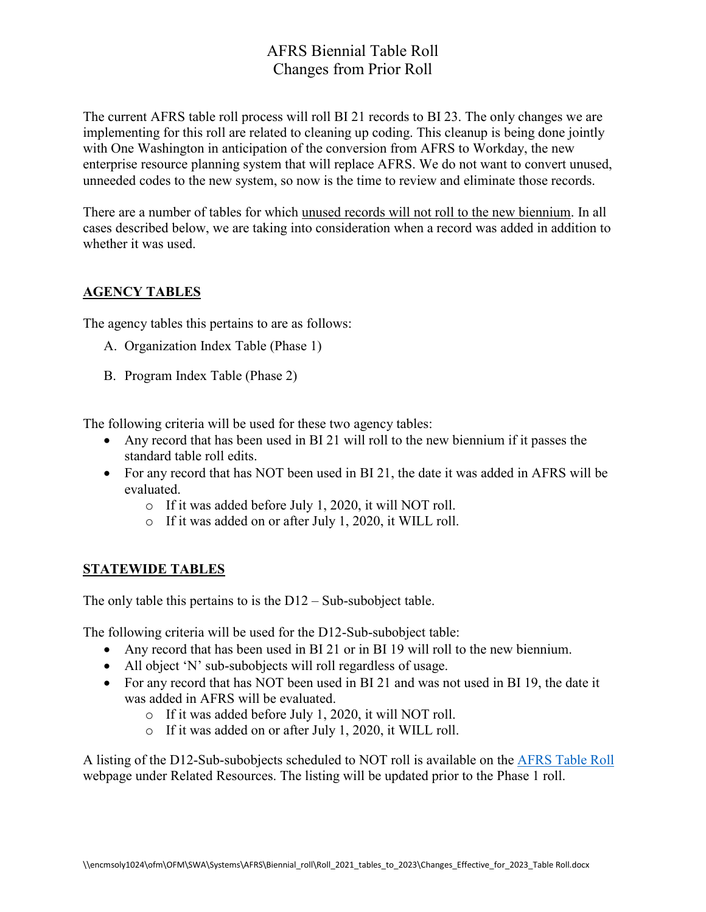# AFRS Biennial Table Roll
## Changes from Prior Roll

The current AFRS table roll process will roll BI 21 records to BI 23. The only changes we are implementing for this roll are related to cleaning up coding. This cleanup is being done jointly with One Washington in anticipation of the conversion from AFRS to Workday, the new enterprise resource planning system that will replace AFRS. We do not want to convert unused, unneeded codes to the new system, so now is the time to review and eliminate those records.

There are a number of tables for which <u>unused records will not roll to the new biennium</u>. In all cases described below, we are taking into consideration when a record was added in addition to whether it was used.

### AGENCY TABLES

The agency tables this pertains to are as follows:

A. Organization Index Table (Phase 1)

B. Program Index Table (Phase 2)

The following criteria will be used for these two agency tables:

- Any record that has been used in BI 21 will roll to the new biennium if it passes the standard table roll edits.
- For any record that has NOT been used in BI 21, the date it was added in AFRS will be evaluated.
  - If it was added before July 1, 2020, it will NOT roll.
  - If it was added on or after July 1, 2020, it WILL roll.

### STATEWIDE TABLES

The only table this pertains to is the D12 – Sub-subobject table.

The following criteria will be used for the D12-Sub-subobject table:

- Any record that has been used in BI 21 or in BI 19 will roll to the new biennium.
- All object 'N' sub-subobjects will roll regardless of usage.
- For any record that has NOT been used in BI 21 and was not used in BI 19, the date it was added in AFRS will be evaluated.
  - If it was added before July 1, 2020, it will NOT roll.
  - If it was added on or after July 1, 2020, it WILL roll.

A listing of the D12-Sub-subobjects scheduled to NOT roll is available on the [AFRS Table Roll] webpage under Related Resources. The listing will be updated prior to the Phase 1 roll.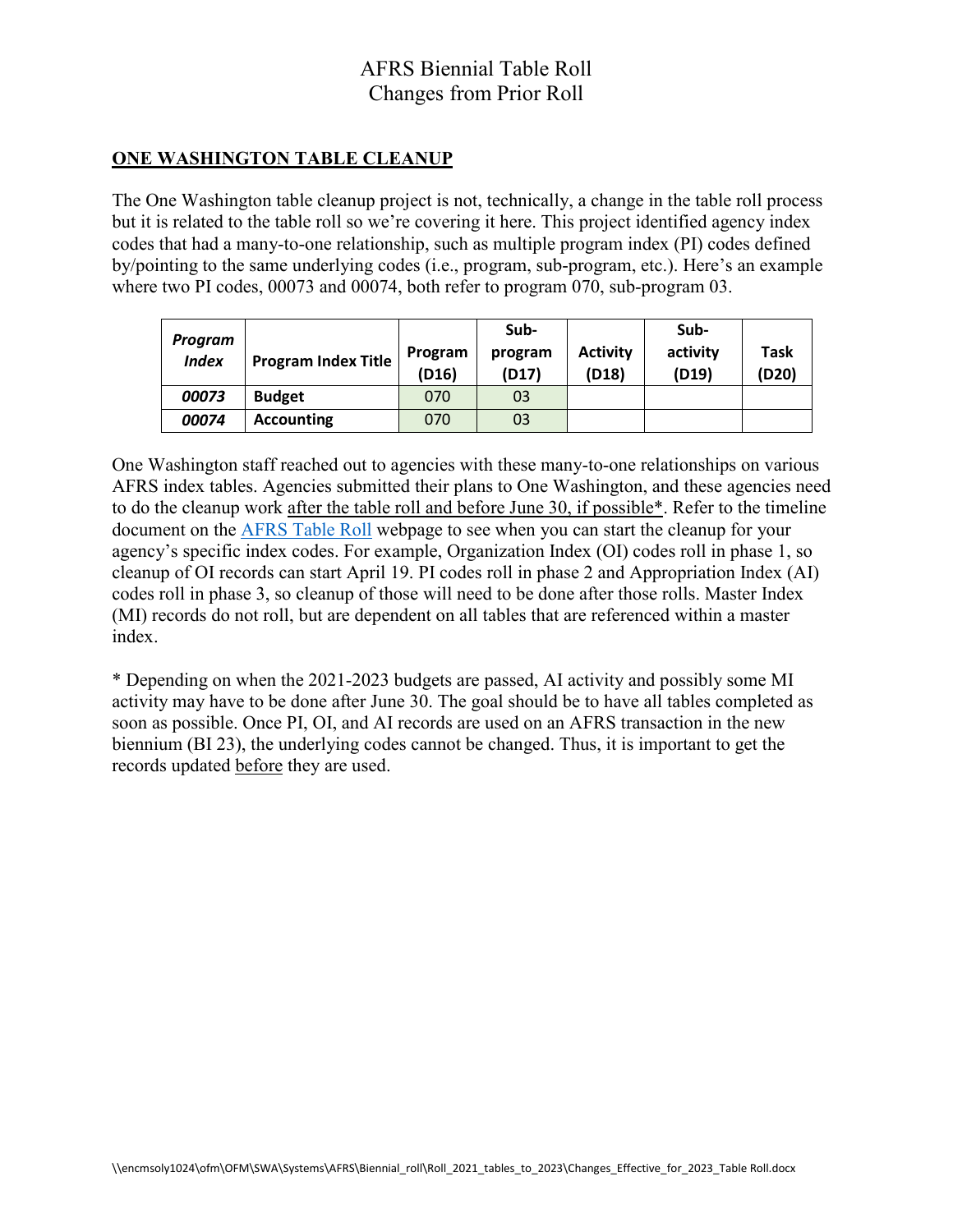AFRS Biennial Table Roll
Changes from Prior Roll

## ONE WASHINGTON TABLE CLEANUP

The One Washington table cleanup project is not, technically, a change in the table roll process but it is related to the table roll so we're covering it here. This project identified agency index codes that had a many-to-one relationship, such as multiple program index (PI) codes defined by/pointing to the same underlying codes (i.e., program, sub-program, etc.). Here's an example where two PI codes, 00073 and 00074, both refer to program 070, sub-program 03.

| *Program Index* | Program Index Title | Program (D16) | Sub-program (D17) | Activity (D18) | Sub-activity (D19) | Task (D20) |
|---|---|---|---|---|---|---|
| ***00073*** | **Budget** | 070 | 03 | | | |
| ***00074*** | **Accounting** | 070 | 03 | | | |

One Washington staff reached out to agencies with these many-to-one relationships on various AFRS index tables. Agencies submitted their plans to One Washington, and these agencies need to do the cleanup work after the table roll and before June 30, if possible*. Refer to the timeline document on the AFRS Table Roll webpage to see when you can start the cleanup for your agency's specific index codes. For example, Organization Index (OI) codes roll in phase 1, so cleanup of OI records can start April 19. PI codes roll in phase 2 and Appropriation Index (AI) codes roll in phase 3, so cleanup of those will need to be done after those rolls. Master Index (MI) records do not roll, but are dependent on all tables that are referenced within a master index.

* Depending on when the 2021-2023 budgets are passed, AI activity and possibly some MI activity may have to be done after June 30. The goal should be to have all tables completed as soon as possible. Once PI, OI, and AI records are used on an AFRS transaction in the new biennium (BI 23), the underlying codes cannot be changed. Thus, it is important to get the records updated before they are used.